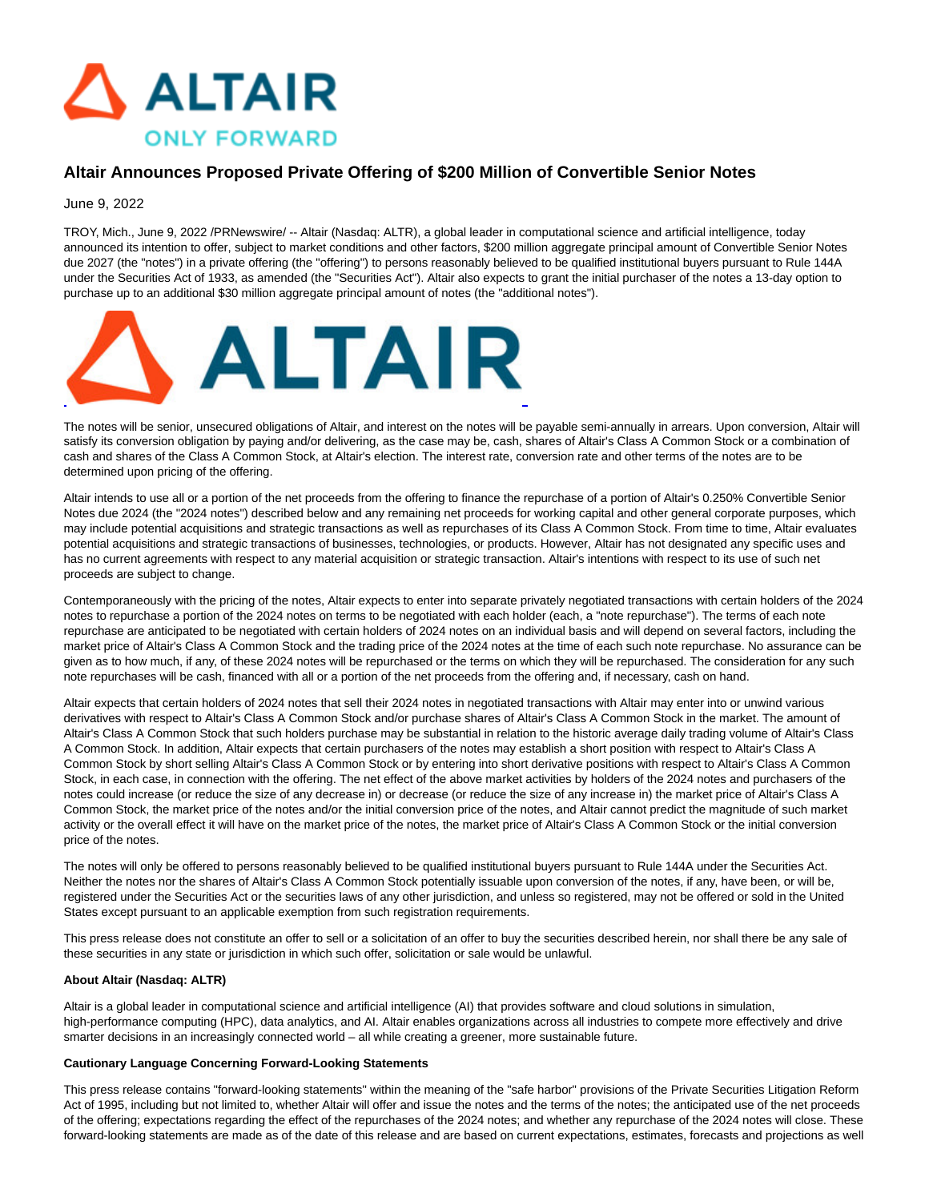# Altair Announces Proposed Private Offering of $200 Million of Convertible Senior Notes

June 9, 2022

TROY, Mich., June 9, 2022 /PRNewswire/ -- Altair (Nasdaq: ALTR), a global leader in computational science and artificial intelligence, today announced its intention to offer, subject to market conditions and other factors, $200 million aggregate principal amount of Convertible Senior Notes due 2027 (the "notes") in a private offering (the "offering") to persons reasonably believed to be qualified institutional buyers pursuant to Rule 144A under the Securities Act of 1933, as amended (the "Securities Act"). Altair also expects to grant the initial purchaser of the notes a 13-day option to purchase up to an additional $30 million aggregate principal amount of notes (the "additional notes").

The notes will be senior, unsecured obligations of Altair, and interest on the notes will be payable semi-annually in arrears. Upon conversion, Altair will satisfy its conversion obligation by paying and/or delivering, as the case may be, cash, shares of Altair's Class A Common Stock or a combination of cash and shares of the Class A Common Stock, at Altair's election. The interest rate, conversion rate and other terms of the notes are to be determined upon pricing of the offering.

Altair intends to use all or a portion of the net proceeds from the offering to finance the repurchase of a portion of Altair's 0.250% Convertible Senior Notes due 2024 (the "2024 notes") described below and any remaining net proceeds for working capital and other general corporate purposes, which may include potential acquisitions and strategic transactions as well as repurchases of its Class A Common Stock. From time to time, Altair evaluates potential acquisitions and strategic transactions of businesses, technologies, or products. However, Altair has not designated any specific uses and has no current agreements with respect to any material acquisition or strategic transaction. Altair's intentions with respect to its use of such net proceeds are subject to change.

Contemporaneously with the pricing of the notes, Altair expects to enter into separate privately negotiated transactions with certain holders of the 2024 notes to repurchase a portion of the 2024 notes on terms to be negotiated with each holder (each, a "note repurchase"). The terms of each note repurchase are anticipated to be negotiated with certain holders of 2024 notes on an individual basis and will depend on several factors, including the market price of Altair's Class A Common Stock and the trading price of the 2024 notes at the time of each such note repurchase. No assurance can be given as to how much, if any, of these 2024 notes will be repurchased or the terms on which they will be repurchased. The consideration for any such note repurchases will be cash, financed with all or a portion of the net proceeds from the offering and, if necessary, cash on hand.

Altair expects that certain holders of 2024 notes that sell their 2024 notes in negotiated transactions with Altair may enter into or unwind various derivatives with respect to Altair's Class A Common Stock and/or purchase shares of Altair's Class A Common Stock in the market. The amount of Altair's Class A Common Stock that such holders purchase may be substantial in relation to the historic average daily trading volume of Altair's Class A Common Stock. In addition, Altair expects that certain purchasers of the notes may establish a short position with respect to Altair's Class A Common Stock by short selling Altair's Class A Common Stock or by entering into short derivative positions with respect to Altair's Class A Common Stock, in each case, in connection with the offering. The net effect of the above market activities by holders of the 2024 notes and purchasers of the notes could increase (or reduce the size of any decrease in) or decrease (or reduce the size of any increase in) the market price of Altair's Class A Common Stock, the market price of the notes and/or the initial conversion price of the notes, and Altair cannot predict the magnitude of such market activity or the overall effect it will have on the market price of the notes, the market price of Altair's Class A Common Stock or the initial conversion price of the notes.

The notes will only be offered to persons reasonably believed to be qualified institutional buyers pursuant to Rule 144A under the Securities Act. Neither the notes nor the shares of Altair's Class A Common Stock potentially issuable upon conversion of the notes, if any, have been, or will be, registered under the Securities Act or the securities laws of any other jurisdiction, and unless so registered, may not be offered or sold in the United States except pursuant to an applicable exemption from such registration requirements.

This press release does not constitute an offer to sell or a solicitation of an offer to buy the securities described herein, nor shall there be any sale of these securities in any state or jurisdiction in which such offer, solicitation or sale would be unlawful.

**About Altair (Nasdaq: ALTR)**

Altair is a global leader in computational science and artificial intelligence (AI) that provides software and cloud solutions in simulation, high-performance computing (HPC), data analytics, and AI. Altair enables organizations across all industries to compete more effectively and drive smarter decisions in an increasingly connected world – all while creating a greener, more sustainable future.

**Cautionary Language Concerning Forward-Looking Statements**

This press release contains "forward-looking statements" within the meaning of the "safe harbor" provisions of the Private Securities Litigation Reform Act of 1995, including but not limited to, whether Altair will offer and issue the notes and the terms of the notes; the anticipated use of the net proceeds of the offering; expectations regarding the effect of the repurchases of the 2024 notes; and whether any repurchase of the 2024 notes will close. These forward-looking statements are made as of the date of this release and are based on current expectations, estimates, forecasts and projections as well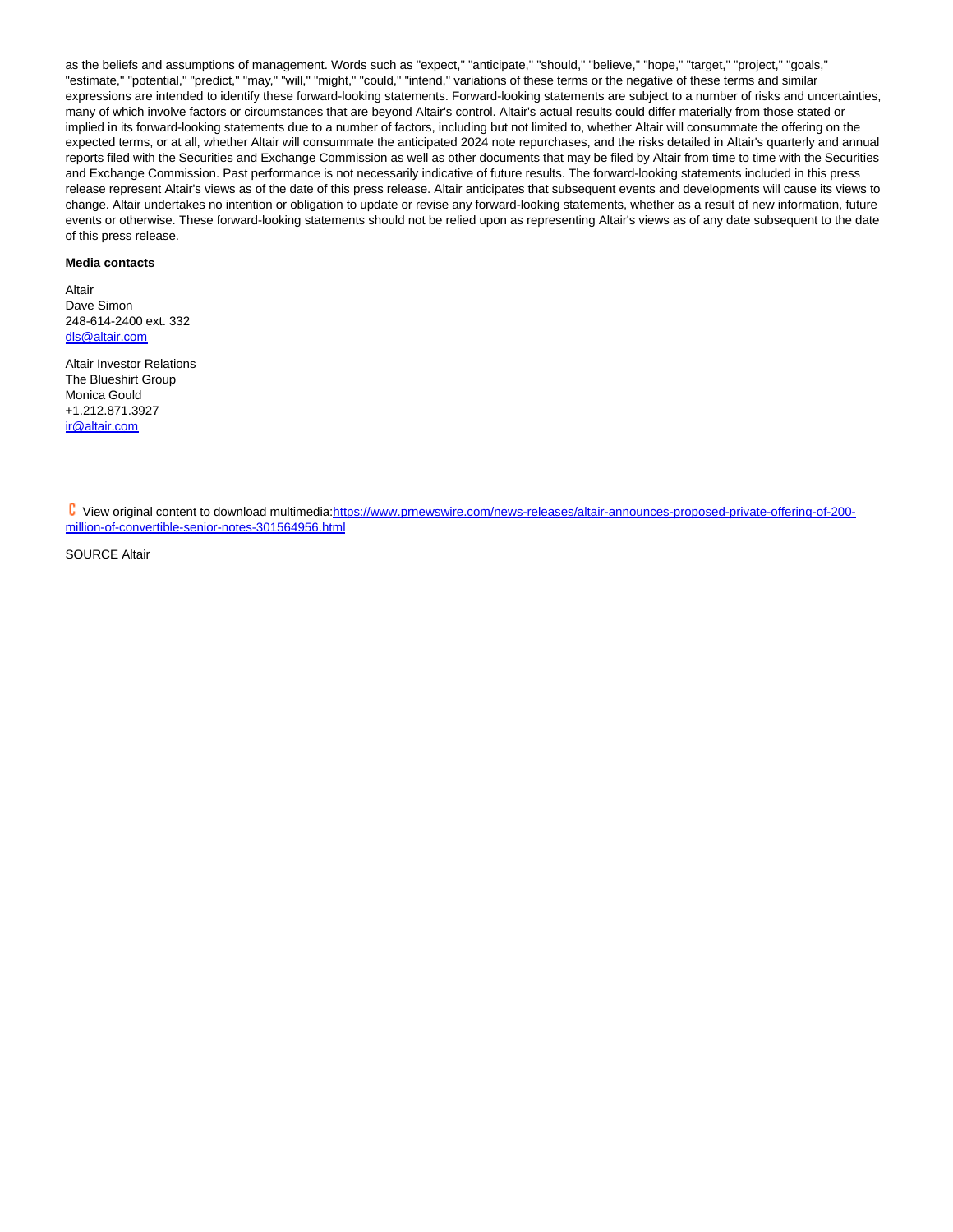as the beliefs and assumptions of management. Words such as "expect," "anticipate," "should," "believe," "hope," "target," "project," "goals," "estimate," "potential," "predict," "may," "will," "might," "could," "intend," variations of these terms or the negative of these terms and similar expressions are intended to identify these forward-looking statements. Forward-looking statements are subject to a number of risks and uncertainties, many of which involve factors or circumstances that are beyond Altair's control. Altair's actual results could differ materially from those stated or implied in its forward-looking statements due to a number of factors, including but not limited to, whether Altair will consummate the offering on the expected terms, or at all, whether Altair will consummate the anticipated 2024 note repurchases, and the risks detailed in Altair's quarterly and annual reports filed with the Securities and Exchange Commission as well as other documents that may be filed by Altair from time to time with the Securities and Exchange Commission. Past performance is not necessarily indicative of future results. The forward-looking statements included in this press release represent Altair's views as of the date of this press release. Altair anticipates that subsequent events and developments will cause its views to change. Altair undertakes no intention or obligation to update or revise any forward-looking statements, whether as a result of new information, future events or otherwise. These forward-looking statements should not be relied upon as representing Altair's views as of any date subsequent to the date of this press release.

**Media contacts**

Altair
Dave Simon
248-614-2400 ext. 332
dls@altair.com

Altair Investor Relations
The Blueshirt Group
Monica Gould
+1.212.871.3927
ir@altair.com

View original content to download multimedia:https://www.prnewswire.com/news-releases/altair-announces-proposed-private-offering-of-200-million-of-convertible-senior-notes-301564956.html

SOURCE Altair